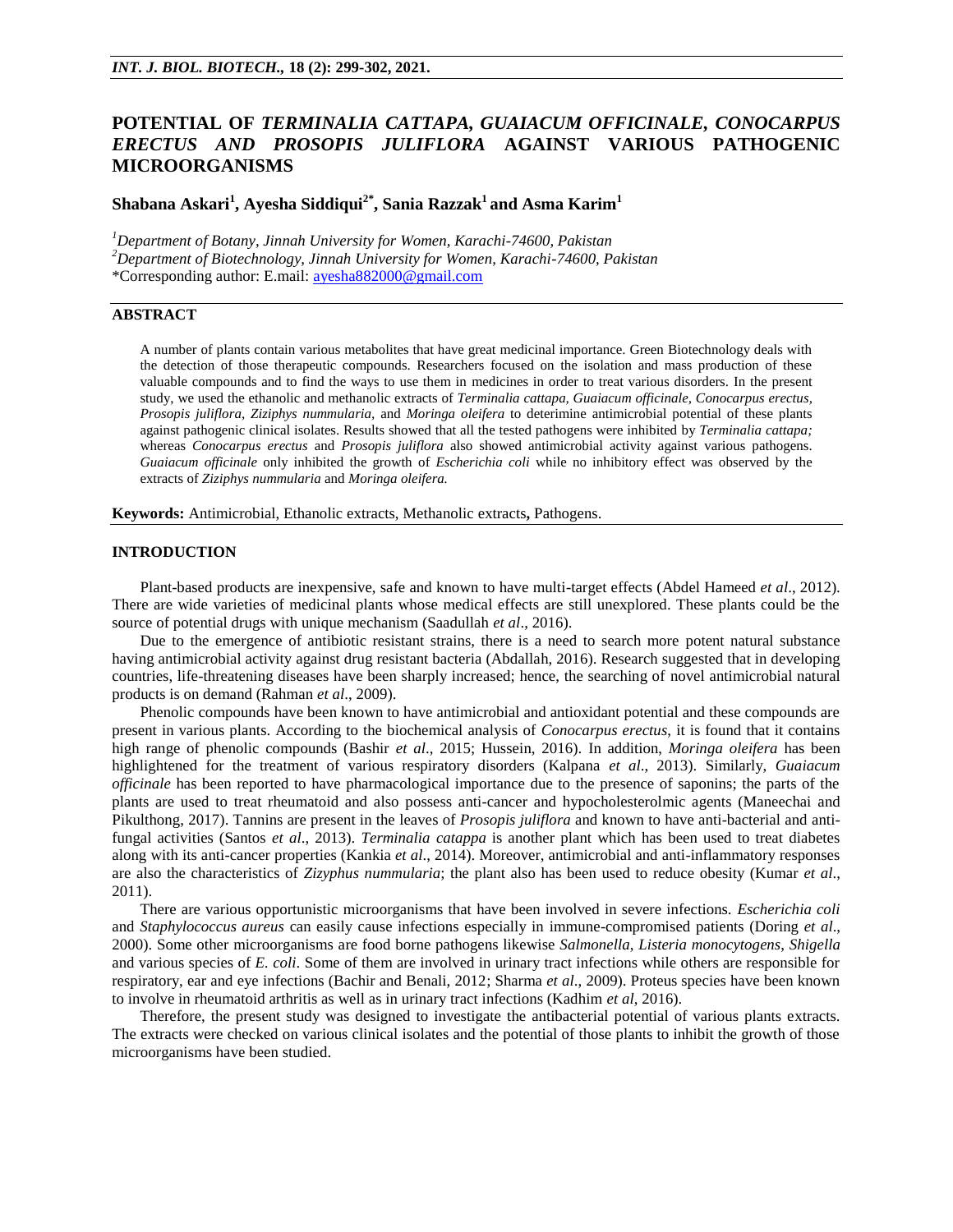# POTENTIAL OF *TERMINALIA CATTAPA, GUAIACUM OFFICINALE, CONOCARPUS ERECTUS AND PROSOPIS JULIFLORA* AGAINST VARIOUS PATHOGENIC MICROORGANISMS

**Shabana Askari[1], Ayesha Siddiqui[2*], Sania Razzak[1] and Asma Karim[1]**

[1]*Department of Botany, Jinnah University for Women, Karachi-74600, Pakistan*
[2]*Department of Biotechnology, Jinnah University for Women, Karachi-74600, Pakistan*
*Corresponding author: E.mail: ayesha882000@gmail.com

## ABSTRACT

A number of plants contain various metabolites that have great medicinal importance. Green Biotechnology deals with the detection of those therapeutic compounds. Researchers focused on the isolation and mass production of these valuable compounds and to find the ways to use them in medicines in order to treat various disorders. In the present study, we used the ethanolic and methanolic extracts of *Terminalia cattapa, Guaiacum officinale, Conocarpus erectus, Prosopis juliflora, Ziziphys nummularia,* and *Moringa oleifera* to deterimine antimicrobial potential of these plants against pathogenic clinical isolates. Results showed that all the tested pathogens were inhibited by *Terminalia cattapa;* whereas *Conocarpus erectus* and *Prosopis juliflora* also showed antimicrobial activity against various pathogens. *Guaiacum officinale* only inhibited the growth of *Escherichia coli* while no inhibitory effect was observed by the extracts of *Ziziphys nummularia* and *Moringa oleifera.*

**Keywords:** Antimicrobial, Ethanolic extracts, Methanolic extracts**,** Pathogens.

## INTRODUCTION

Plant-based products are inexpensive, safe and known to have multi-target effects (Abdel Hameed *et al*., 2012). There are wide varieties of medicinal plants whose medical effects are still unexplored. These plants could be the source of potential drugs with unique mechanism (Saadullah *et al*., 2016).

Due to the emergence of antibiotic resistant strains, there is a need to search more potent natural substance having antimicrobial activity against drug resistant bacteria (Abdallah, 2016). Research suggested that in developing countries, life-threatening diseases have been sharply increased; hence, the searching of novel antimicrobial natural products is on demand (Rahman *et al*., 2009).

Phenolic compounds have been known to have antimicrobial and antioxidant potential and these compounds are present in various plants. According to the biochemical analysis of *Conocarpus erectus*, it is found that it contains high range of phenolic compounds (Bashir *et al*., 2015; Hussein, 2016). In addition, *Moringa oleifera* has been highlightened for the treatment of various respiratory disorders (Kalpana *et al*., 2013). Similarly, *Guaiacum officinale* has been reported to have pharmacological importance due to the presence of saponins; the parts of the plants are used to treat rheumatoid and also possess anti-cancer and hypocholesterolmic agents (Maneechai and Pikulthong, 2017). Tannins are present in the leaves of *Prosopis juliflora* and known to have anti-bacterial and anti-fungal activities (Santos *et al*., 2013). *Terminalia catappa* is another plant which has been used to treat diabetes along with its anti-cancer properties (Kankia *et al*., 2014). Moreover, antimicrobial and anti-inflammatory responses are also the characteristics of *Zizyphus nummularia*; the plant also has been used to reduce obesity (Kumar *et al*., 2011).

There are various opportunistic microorganisms that have been involved in severe infections. *Escherichia coli* and *Staphylococcus aureus* can easily cause infections especially in immune-compromised patients (Doring *et al*., 2000). Some other microorganisms are food borne pathogens likewise *Salmonella*, *Listeria monocytogens*, *Shigella* and various species of *E. coli*. Some of them are involved in urinary tract infections while others are responsible for respiratory, ear and eye infections (Bachir and Benali, 2012; Sharma *et al*., 2009). Proteus species have been known to involve in rheumatoid arthritis as well as in urinary tract infections (Kadhim *et al*, 2016).

Therefore, the present study was designed to investigate the antibacterial potential of various plants extracts. The extracts were checked on various clinical isolates and the potential of those plants to inhibit the growth of those microorganisms have been studied.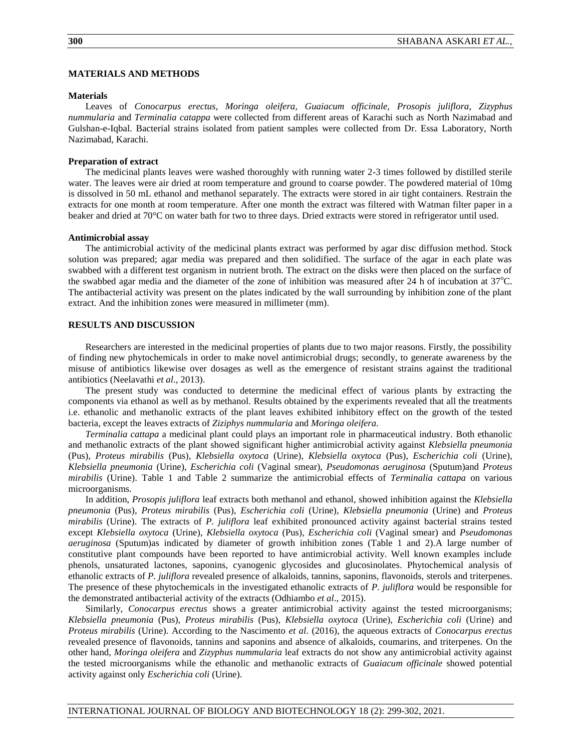## MATERIALS AND METHODS

### Materials

Leaves of *Conocarpus erectus, Moringa oleifera, Guaiacum officinale, Prosopis juliflora, Zizyphus nummularia* and *Terminalia catappa* were collected from different areas of Karachi such as North Nazimabad and Gulshan-e-Iqbal. Bacterial strains isolated from patient samples were collected from Dr. Essa Laboratory, North Nazimabad, Karachi.

### Preparation of extract

The medicinal plants leaves were washed thoroughly with running water 2-3 times followed by distilled sterile water. The leaves were air dried at room temperature and ground to coarse powder. The powdered material of 10mg is dissolved in 50 mL ethanol and methanol separately. The extracts were stored in air tight containers. Restrain the extracts for one month at room temperature. After one month the extract was filtered with Watman filter paper in a beaker and dried at 70°C on water bath for two to three days. Dried extracts were stored in refrigerator until used.

### Antimicrobial assay

The antimicrobial activity of the medicinal plants extract was performed by agar disc diffusion method. Stock solution was prepared; agar media was prepared and then solidified. The surface of the agar in each plate was swabbed with a different test organism in nutrient broth. The extract on the disks were then placed on the surface of the swabbed agar media and the diameter of the zone of inhibition was measured after 24 h of incubation at 37°C. The antibacterial activity was present on the plates indicated by the wall surrounding by inhibition zone of the plant extract. And the inhibition zones were measured in millimeter (mm).

## RESULTS AND DISCUSSION

Researchers are interested in the medicinal properties of plants due to two major reasons. Firstly, the possibility of finding new phytochemicals in order to make novel antimicrobial drugs; secondly, to generate awareness by the misuse of antibiotics likewise over dosages as well as the emergence of resistant strains against the traditional antibiotics (Neelavathi *et al*., 2013).

The present study was conducted to determine the medicinal effect of various plants by extracting the components via ethanol as well as by methanol. Results obtained by the experiments revealed that all the treatments i.e. ethanolic and methanolic extracts of the plant leaves exhibited inhibitory effect on the growth of the tested bacteria, except the leaves extracts of *Ziziphys nummularia* and *Moringa oleifera*.

*Terminalia cattapa* a medicinal plant could plays an important role in pharmaceutical industry. Both ethanolic and methanolic extracts of the plant showed significant higher antimicrobial activity against *Klebsiella pneumonia* (Pus), *Proteus mirabilis* (Pus), *Klebsiella oxytoca* (Urine), *Klebsiella oxytoca* (Pus), *Escherichia coli* (Urine), *Klebsiella pneumonia* (Urine), *Escherichia coli* (Vaginal smear), *Pseudomonas aeruginosa* (Sputum)and *Proteus mirabilis* (Urine). Table 1 and Table 2 summarize the antimicrobial effects of *Terminalia cattapa* on various microorganisms.

In addition, *Prosopis juliflora* leaf extracts both methanol and ethanol, showed inhibition against the *Klebsiella pneumonia* (Pus), *Proteus mirabilis* (Pus), *Escherichia coli* (Urine), *Klebsiella pneumonia* (Urine) and *Proteus mirabilis* (Urine). The extracts of *P. juliflora* leaf exhibited pronounced activity against bacterial strains tested except *Klebsiella oxytoca* (Urine), *Klebsiella oxytoca* (Pus), *Escherichia coli* (Vaginal smear) and *Pseudomonas aeruginosa* (Sputum)as indicated by diameter of growth inhibition zones (Table 1 and 2).A large number of constitutive plant compounds have been reported to have antimicrobial activity. Well known examples include phenols, unsaturated lactones, saponins, cyanogenic glycosides and glucosinolates. Phytochemical analysis of ethanolic extracts of *P. juliflora* revealed presence of alkaloids, tannins, saponins, flavonoids, sterols and triterpenes. The presence of these phytochemicals in the investigated ethanolic extracts of *P. juliflora* would be responsible for the demonstrated antibacterial activity of the extracts (Odhiambo *et al*., 2015).

Similarly, *Conocarpus erectus* shows a greater antimicrobial activity against the tested microorganisms; *Klebsiella pneumonia* (Pus), *Proteus mirabilis* (Pus), *Klebsiella oxytoca* (Urine), *Escherichia coli* (Urine) and *Proteus mirabilis* (Urine). According to the Nascimento *et al*. (2016), the aqueous extracts of *Conocarpus erectus* revealed presence of flavonoids, tannins and saponins and absence of alkaloids, coumarins, and triterpenes. On the other hand, *Moringa oleifera* and *Zizyphus nummularia* leaf extracts do not show any antimicrobial activity against the tested microorganisms while the ethanolic and methanolic extracts of *Guaiacum officinale* showed potential activity against only *Escherichia coli* (Urine).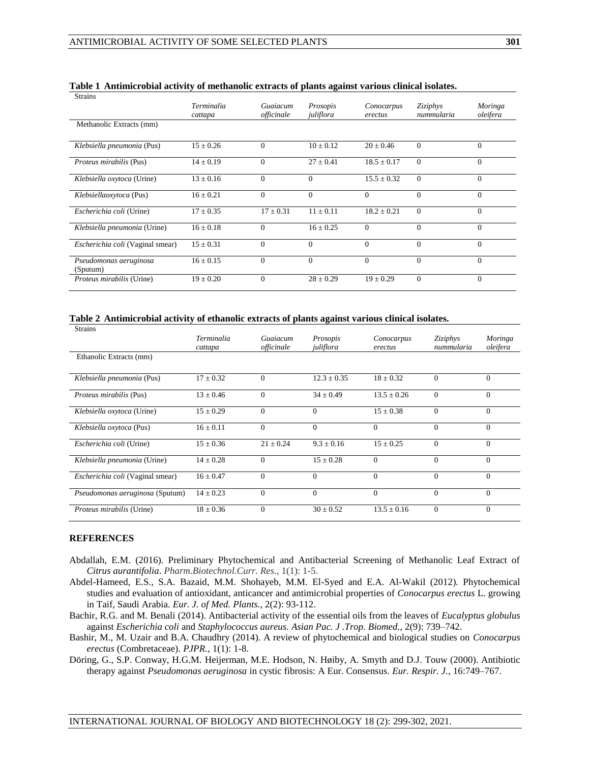**Table 1 Antimicrobial activity of methanolic extracts of plants against various clinical isolates.**

| Strains | *Terminalia cattapa* | *Guaiacum officinale* | *Prosopis juliflora* | *Conocarpus erectus* | *Ziziphys nummularia* | *Moringa oleifera* |
|---|---|---|---|---|---|---|
| Methanolic Extracts (mm) | | | | | | |
| *Klebsiella pneumonia* (Pus) | 15 ± 0.26 | 0 | 10 ± 0.12 | 20 ± 0.46 | 0 | 0 |
| *Proteus mirabilis* (Pus) | 14 ± 0.19 | 0 | 27 ± 0.41 | 18.5 ± 0.17 | 0 | 0 |
| *Klebsiella oxytoca* (Urine) | 13 ± 0.16 | 0 | 0 | 15.5 ± 0.32 | 0 | 0 |
| *Klebsiellaoxytoca* (Pus) | 16 ± 0.21 | 0 | 0 | 0 | 0 | 0 |
| *Escherichia coli* (Urine) | 17 ± 0.35 | 17 ± 0.31 | 11 ± 0.11 | 18.2 ± 0.21 | 0 | 0 |
| *Klebsiella pneumonia* (Urine) | 16 ± 0.18 | 0 | 16 ± 0.25 | 0 | 0 | 0 |
| *Escherichia coli* (Vaginal smear) | 15 ± 0.31 | 0 | 0 | 0 | 0 | 0 |
| *Pseudomonas aeruginosa* (Sputum) | 16 ± 0.15 | 0 | 0 | 0 | 0 | 0 |
| *Proteus mirabilis* (Urine) | 19 ± 0.20 | 0 | 28 ± 0.29 | 19 ± 0.29 | 0 | 0 |

**Table 2 Antimicrobial activity of ethanolic extracts of plants against various clinical isolates.**

| Strains | *Terminalia cattapa* | *Guaiacum officinale* | *Prosopis juliflora* | *Conocarpus erectus* | *Ziziphys nummularia* | *Moringa oleifera* |
|---|---|---|---|---|---|---|
| Ethanolic Extracts (mm) | | | | | | |
| *Klebsiella pneumonia* (Pus) | 17 ± 0.32 | 0 | 12.3 ± 0.35 | 18 ± 0.32 | 0 | 0 |
| *Proteus mirabilis* (Pus) | 13 ± 0.46 | 0 | 34 ± 0.49 | 13.5 ± 0.26 | 0 | 0 |
| *Klebsiella oxytoca* (Urine) | 15 ± 0.29 | 0 | 0 | 15 ± 0.38 | 0 | 0 |
| *Klebsiella oxytoca* (Pus) | 16 ± 0.11 | 0 | 0 | 0 | 0 | 0 |
| *Escherichia coli* (Urine) | 15 ± 0.36 | 21 ± 0.24 | 9.3 ± 0.16 | 15 ± 0.25 | 0 | 0 |
| *Klebsiella pneumonia* (Urine) | 14 ± 0.28 | 0 | 15 ± 0.28 | 0 | 0 | 0 |
| *Escherichia coli* (Vaginal smear) | 16 ± 0.47 | 0 | 0 | 0 | 0 | 0 |
| *Pseudomonas aeruginosa* (Sputum) | 14 ± 0.23 | 0 | 0 | 0 | 0 | 0 |
| *Proteus mirabilis* (Urine) | 18 ± 0.36 | 0 | 30 ± 0.52 | 13.5 ± 0.16 | 0 | 0 |

## REFERENCES

Abdallah, E.M. (2016). Preliminary Phytochemical and Antibacterial Screening of Methanolic Leaf Extract of *Citrus aurantifolia*. *Pharm.Biotechnol.Curr. Res.*, 1(1): 1-5.

Abdel-Hameed, E.S., S.A. Bazaid, M.M. Shohayeb, M.M. El-Syed and E.A. Al-Wakil (2012). Phytochemical studies and evaluation of antioxidant, anticancer and antimicrobial properties of *Conocarpus erectus* L. growing in Taif, Saudi Arabia. *Eur. J. of Med. Plants.*, 2(2): 93-112.

Bachir, R.G. and M. Benali (2014). Antibacterial activity of the essential oils from the leaves of *Eucalyptus globulus* against *Escherichia coli* and *Staphylococcus aureus. Asian Pac. J .Trop. Biomed.*, 2(9): 739–742.

Bashir, M., M. Uzair and B.A. Chaudhry (2014). A review of phytochemical and biological studies on *Conocarpus erectus* (Combretaceae). *PJPR.*, 1(1): 1-8.

Döring, G., S.P. Conway, H.G.M. Heijerman, M.E. Hodson, N. Høiby, A. Smyth and D.J. Touw (2000). Antibiotic therapy against *Pseudomonas aeruginosa* in cystic fibrosis: A Eur. Consensus. *Eur. Respir. J.*, 16:749–767.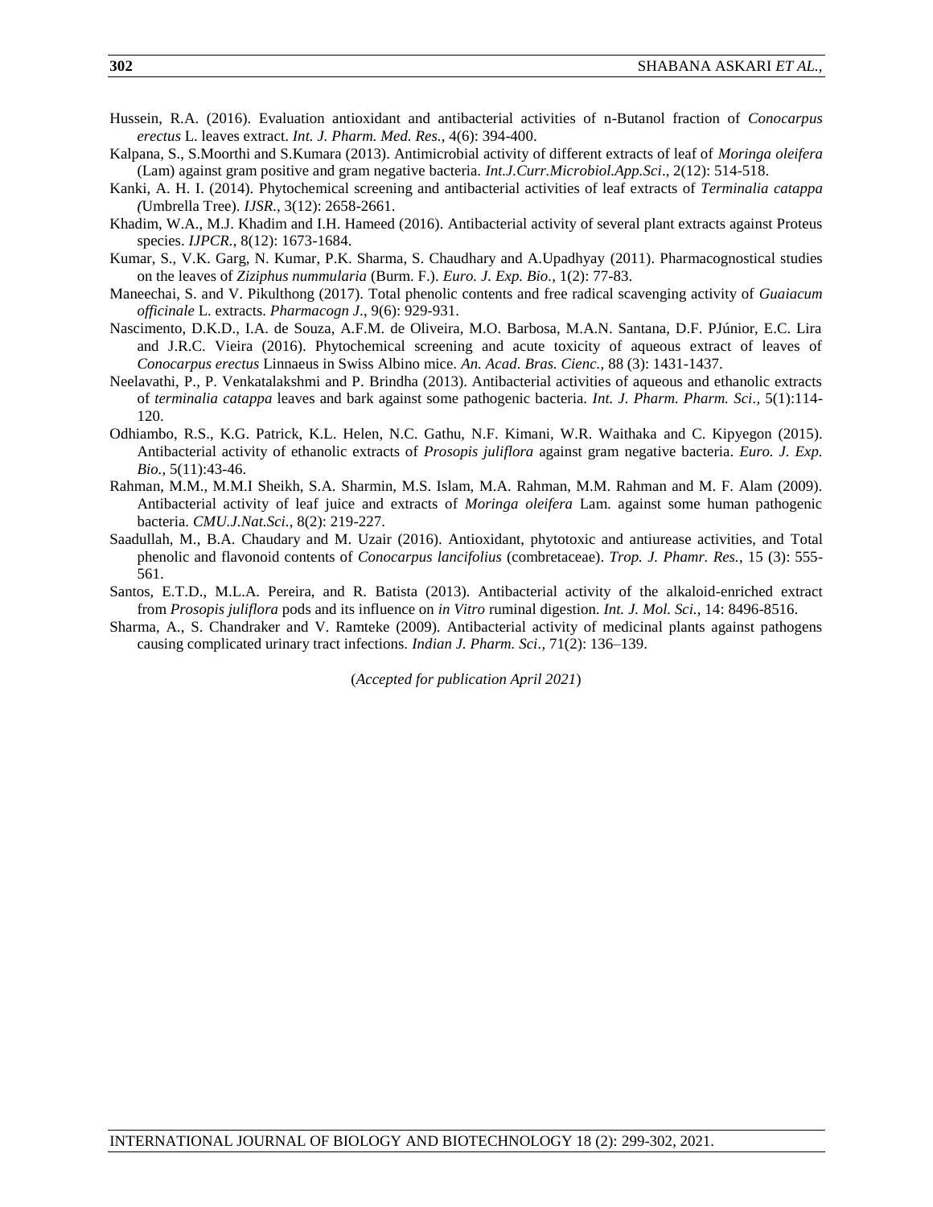Hussein, R.A. (2016). Evaluation antioxidant and antibacterial activities of n-Butanol fraction of *Conocarpus erectus* L. leaves extract. *Int. J. Pharm. Med. Res.*, 4(6): 394-400.

Kalpana, S., S.Moorthi and S.Kumara (2013). Antimicrobial activity of different extracts of leaf of *Moringa oleifera* (Lam) against gram positive and gram negative bacteria. *Int.J.Curr.Microbiol.App.Sci*., 2(12): 514-518.

Kanki, A. H. I. (2014). Phytochemical screening and antibacterial activities of leaf extracts of *Terminalia catappa (*Umbrella Tree). *IJSR.*, 3(12): 2658-2661.

Khadim, W.A., M.J. Khadim and I.H. Hameed (2016). Antibacterial activity of several plant extracts against Proteus species. *IJPCR.*, 8(12): 1673-1684.

Kumar, S., V.K. Garg, N. Kumar, P.K. Sharma, S. Chaudhary and A.Upadhyay (2011). Pharmacognostical studies on the leaves of *Ziziphus nummularia* (Burm. F.). *Euro. J. Exp. Bio.*, 1(2): 77-83.

Maneechai, S. and V. Pikulthong (2017). Total phenolic contents and free radical scavenging activity of *Guaiacum officinale* L. extracts. *Pharmacogn J*., 9(6): 929-931.

Nascimento, D.K.D., I.A. de Souza, A.F.M. de Oliveira, M.O. Barbosa, M.A.N. Santana, D.F. PJúnior, E.C. Lira and J.R.C. Vieira (2016). Phytochemical screening and acute toxicity of aqueous extract of leaves of *Conocarpus erectus* Linnaeus in Swiss Albino mice. *An. Acad. Bras. Cienc.,* 88 (3): 1431-1437.

Neelavathi, P., P. Venkatalakshmi and P. Brindha (2013). Antibacterial activities of aqueous and ethanolic extracts of *terminalia catappa* leaves and bark against some pathogenic bacteria. *Int. J. Pharm. Pharm. Sci.,* 5(1):114-120.

Odhiambo, R.S., K.G. Patrick, K.L. Helen, N.C. Gathu, N.F. Kimani, W.R. Waithaka and C. Kipyegon (2015). Antibacterial activity of ethanolic extracts of *Prosopis juliflora* against gram negative bacteria. *Euro. J. Exp. Bio.,* 5(11):43-46.

Rahman, M.M., M.M.I Sheikh, S.A. Sharmin, M.S. Islam, M.A. Rahman, M.M. Rahman and M. F. Alam (2009). Antibacterial activity of leaf juice and extracts of *Moringa oleifera* Lam. against some human pathogenic bacteria. *CMU.J.Nat.Sci.*, 8(2): 219-227.

Saadullah, M., B.A. Chaudary and M. Uzair (2016). Antioxidant, phytotoxic and antiurease activities, and Total phenolic and flavonoid contents of *Conocarpus lancifolius* (combretaceae). *Trop. J. Phamr. Res.*, 15 (3): 555-561.

Santos, E.T.D., M.L.A. Pereira, and R. Batista (2013). Antibacterial activity of the alkaloid-enriched extract from *Prosopis juliflora* pods and its influence on *in Vitro* ruminal digestion. *Int. J. Mol. Sci.*, 14: 8496-8516.

Sharma, A., S. Chandraker and V. Ramteke (2009). Antibacterial activity of medicinal plants against pathogens causing complicated urinary tract infections. *Indian J. Pharm. Sci.,* 71(2): 136–139.

(*Accepted for publication April 2021*)